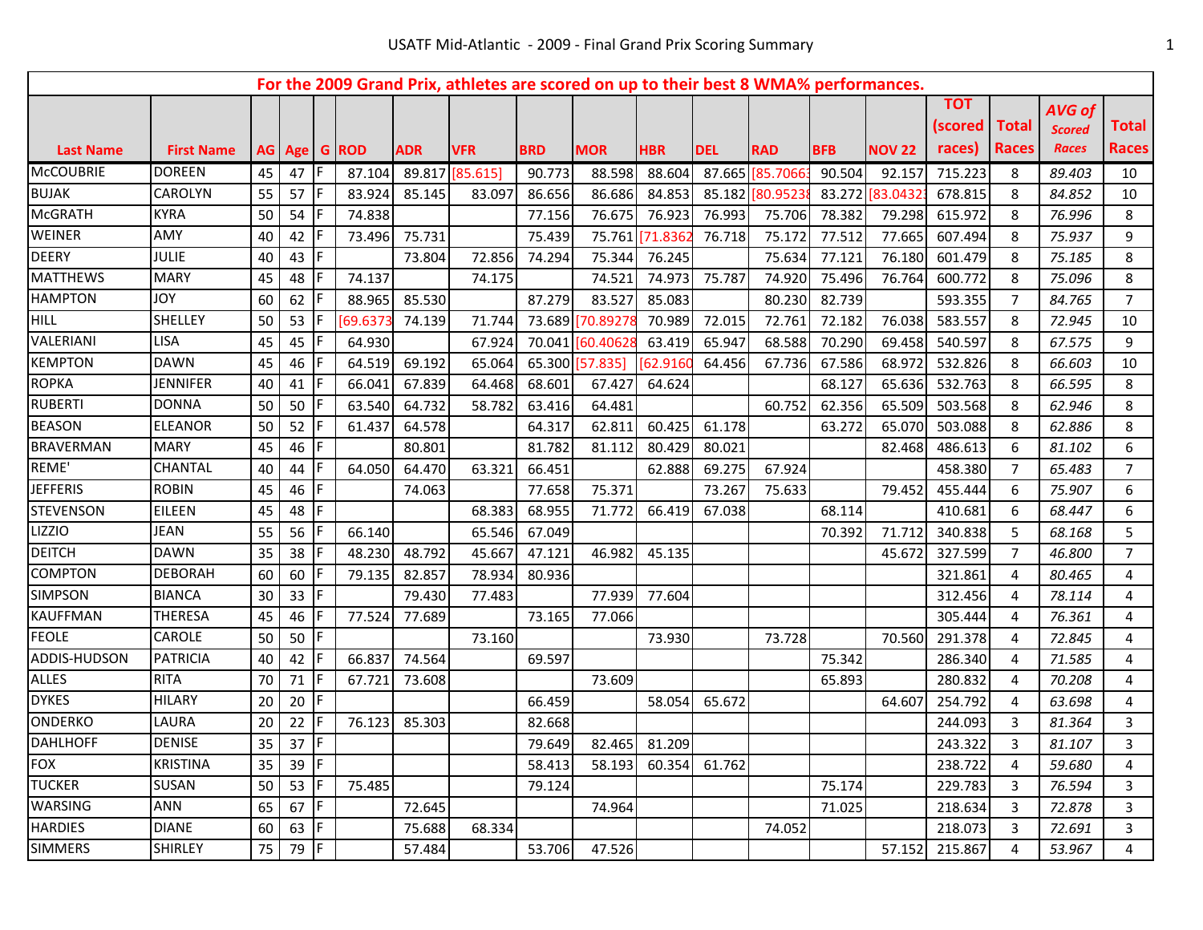USATF Mid-Atlantic - 2009 - Final Grand Prix Scoring Summary

**For the 2009 Grand Prix, athletes are scored on up to their best 8 WMA% performances.**

| Last Name | First Name | AG | Age | G | ROD | ADR | VFR | BRD | MOR | HBR | DEL | RAD | BFB | NOV 22 | TOT (scored races) | Total Races | *AVG of Scored Races* | Total Races |
|---|---|---|---|---|---|---|---|---|---|---|---|---|---|---|---|---|---|---|
| McCOUBRIE | DOREEN | 45 | 47 | F | 87.104 | 89.817 | [85.615] | 90.773 | 88.598 | 88.604 | 87.665 | [85.7066 | 90.504 | 92.157 | 715.223 | 8 | *89.403* | 10 |
| BUJAK | CAROLYN | 55 | 57 | F | 83.924 | 85.145 | 83.097 | 86.656 | 86.686 | 84.853 | 85.182 | [80.9523 | 83.272 | [83.0432 | 678.815 | 8 | *84.852* | 10 |
| McGRATH | KYRA | 50 | 54 | F | 74.838 | | | 77.156 | 76.675 | 76.923 | 76.993 | 75.706 | 78.382 | 79.298 | 615.972 | 8 | *76.996* | 8 |
| WEINER | AMY | 40 | 42 | F | 73.496 | 75.731 | | 75.439 | 75.761 | [71.8362 | 76.718 | 75.172 | 77.512 | 77.665 | 607.494 | 8 | *75.937* | 9 |
| DEERY | JULIE | 40 | 43 | F | | 73.804 | 72.856 | 74.294 | 75.344 | 76.245 | | 75.634 | 77.121 | 76.180 | 601.479 | 8 | *75.185* | 8 |
| MATTHEWS | MARY | 45 | 48 | F | 74.137 | | 74.175 | | 74.521 | 74.973 | 75.787 | 74.920 | 75.496 | 76.764 | 600.772 | 8 | *75.096* | 8 |
| HAMPTON | JOY | 60 | 62 | F | 88.965 | 85.530 | | 87.279 | 83.527 | 85.083 | | 80.230 | 82.739 | | 593.355 | 7 | *84.765* | 7 |
| HILL | SHELLEY | 50 | 53 | F | [69.6373 | 74.139 | 71.744 | 73.689 | [70.89278 | 70.989 | 72.015 | 72.761 | 72.182 | 76.038 | 583.557 | 8 | *72.945* | 10 |
| VALERIANI | LISA | 45 | 45 | F | 64.930 | | 67.924 | 70.041 | [60.40628 | 63.419 | 65.947 | 68.588 | 70.290 | 69.458 | 540.597 | 8 | *67.575* | 9 |
| KEMPTON | DAWN | 45 | 46 | F | 64.519 | 69.192 | 65.064 | 65.300 | [57.835] | [62.9160 | 64.456 | 67.736 | 67.586 | 68.972 | 532.826 | 8 | *66.603* | 10 |
| ROPKA | JENNIFER | 40 | 41 | F | 66.041 | 67.839 | 64.468 | 68.601 | 67.427 | 64.624 | | | 68.127 | 65.636 | 532.763 | 8 | *66.595* | 8 |
| RUBERTI | DONNA | 50 | 50 | F | 63.540 | 64.732 | 58.782 | 63.416 | 64.481 | | | 60.752 | 62.356 | 65.509 | 503.568 | 8 | *62.946* | 8 |
| BEASON | ELEANOR | 50 | 52 | F | 61.437 | 64.578 | | 64.317 | 62.811 | 60.425 | 61.178 | | 63.272 | 65.070 | 503.088 | 8 | *62.886* | 8 |
| BRAVERMAN | MARY | 45 | 46 | F | | 80.801 | | 81.782 | 81.112 | 80.429 | 80.021 | | | 82.468 | 486.613 | 6 | *81.102* | 6 |
| REME' | CHANTAL | 40 | 44 | F | 64.050 | 64.470 | 63.321 | 66.451 | | 62.888 | 69.275 | 67.924 | | | 458.380 | 7 | *65.483* | 7 |
| JEFFERIS | ROBIN | 45 | 46 | F | | 74.063 | | 77.658 | 75.371 | | 73.267 | 75.633 | | 79.452 | 455.444 | 6 | *75.907* | 6 |
| STEVENSON | EILEEN | 45 | 48 | F | | | 68.383 | 68.955 | 71.772 | 66.419 | 67.038 | | 68.114 | | 410.681 | 6 | *68.447* | 6 |
| LIZZIO | JEAN | 55 | 56 | F | 66.140 | | 65.546 | 67.049 | | | | | 70.392 | 71.712 | 340.838 | 5 | *68.168* | 5 |
| DEITCH | DAWN | 35 | 38 | F | 48.230 | 48.792 | 45.667 | 47.121 | 46.982 | 45.135 | | | | 45.672 | 327.599 | 7 | *46.800* | 7 |
| COMPTON | DEBORAH | 60 | 60 | F | 79.135 | 82.857 | 78.934 | 80.936 | | | | | | | 321.861 | 4 | *80.465* | 4 |
| SIMPSON | BIANCA | 30 | 33 | F | | 79.430 | 77.483 | | 77.939 | 77.604 | | | | | 312.456 | 4 | *78.114* | 4 |
| KAUFFMAN | THERESA | 45 | 46 | F | 77.524 | 77.689 | | 73.165 | 77.066 | | | | | | 305.444 | 4 | *76.361* | 4 |
| FEOLE | CAROLE | 50 | 50 | F | | | 73.160 | | | 73.930 | | 73.728 | | 70.560 | 291.378 | 4 | *72.845* | 4 |
| ADDIS-HUDSON | PATRICIA | 40 | 42 | F | 66.837 | 74.564 | | 69.597 | | | | | 75.342 | | 286.340 | 4 | *71.585* | 4 |
| ALLES | RITA | 70 | 71 | F | 67.721 | 73.608 | | | 73.609 | | | | 65.893 | | 280.832 | 4 | *70.208* | 4 |
| DYKES | HILARY | 20 | 20 | F | | | | 66.459 | | 58.054 | 65.672 | | | 64.607 | 254.792 | 4 | *63.698* | 4 |
| ONDERKO | LAURA | 20 | 22 | F | 76.123 | 85.303 | | 82.668 | | | | | | | 244.093 | 3 | *81.364* | 3 |
| DAHLHOFF | DENISE | 35 | 37 | F | | | | 79.649 | 82.465 | 81.209 | | | | | 243.322 | 3 | *81.107* | 3 |
| FOX | KRISTINA | 35 | 39 | F | | | | 58.413 | 58.193 | 60.354 | 61.762 | | | | 238.722 | 4 | *59.680* | 4 |
| TUCKER | SUSAN | 50 | 53 | F | 75.485 | | | 79.124 | | | | | 75.174 | | 229.783 | 3 | *76.594* | 3 |
| WARSING | ANN | 65 | 67 | F | | 72.645 | | | 74.964 | | | | 71.025 | | 218.634 | 3 | *72.878* | 3 |
| HARDIES | DIANE | 60 | 63 | F | | 75.688 | 68.334 | | | | | 74.052 | | | 218.073 | 3 | *72.691* | 3 |
| SIMMERS | SHIRLEY | 75 | 79 | F | | 57.484 | | 53.706 | 47.526 | | | | | 57.152 | 215.867 | 4 | *53.967* | 4 |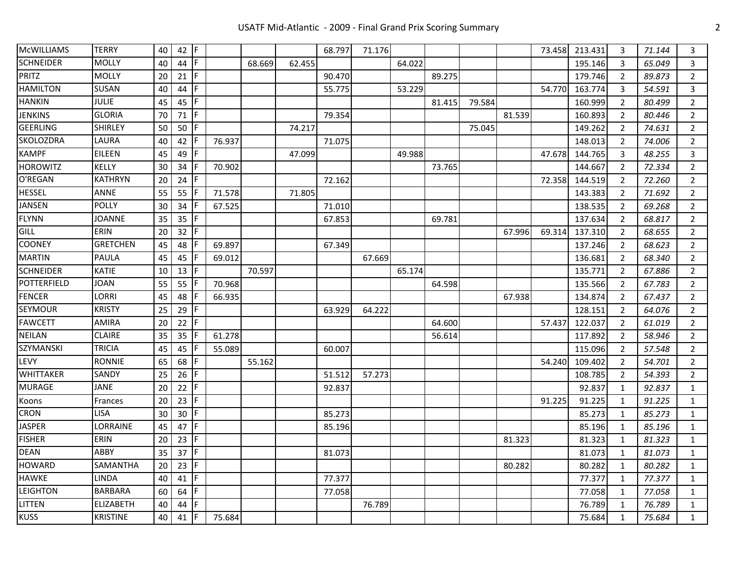| | | | | | | | | | | | | | | | | | | |
|---|---|---|---|---|---|---|---|---|---|---|---|---|---|---|---|---|---|---|
| McWILLIAMS | TERRY | 40 | 42 | F | | | | 68.797 | 71.176 | | | | | 73.458 | 213.431 | 3 | *71.144* | 3 |
| SCHNEIDER | MOLLY | 40 | 44 | F | | 68.669 | 62.455 | | | 64.022 | | | | | 195.146 | 3 | *65.049* | 3 |
| PRITZ | MOLLY | 20 | 21 | F | | | | 90.470 | | | 89.275 | | | | 179.746 | 2 | *89.873* | 2 |
| HAMILTON | SUSAN | 40 | 44 | F | | | | 55.775 | | 53.229 | | | | 54.770 | 163.774 | 3 | *54.591* | 3 |
| HANKIN | JULIE | 45 | 45 | F | | | | | | | 81.415 | 79.584 | | | 160.999 | 2 | *80.499* | 2 |
| JENKINS | GLORIA | 70 | 71 | F | | | | 79.354 | | | | | 81.539 | | 160.893 | 2 | *80.446* | 2 |
| GEERLING | SHIRLEY | 50 | 50 | F | | | 74.217 | | | | | 75.045 | | | 149.262 | 2 | *74.631* | 2 |
| SKOLOZDRA | LAURA | 40 | 42 | F | 76.937 | | | 71.075 | | | | | | | 148.013 | 2 | *74.006* | 2 |
| KAMPF | EILEEN | 45 | 49 | F | | | 47.099 | | | 49.988 | | | | 47.678 | 144.765 | 3 | *48.255* | 3 |
| HOROWITZ | KELLY | 30 | 34 | F | 70.902 | | | | | | 73.765 | | | | 144.667 | 2 | *72.334* | 2 |
| O'REGAN | KATHRYN | 20 | 24 | F | | | | 72.162 | | | | | | 72.358 | 144.519 | 2 | *72.260* | 2 |
| HESSEL | ANNE | 55 | 55 | F | 71.578 | | 71.805 | | | | | | | | 143.383 | 2 | *71.692* | 2 |
| JANSEN | POLLY | 30 | 34 | F | 67.525 | | | 71.010 | | | | | | | 138.535 | 2 | *69.268* | 2 |
| FLYNN | JOANNE | 35 | 35 | F | | | | 67.853 | | | 69.781 | | | | 137.634 | 2 | *68.817* | 2 |
| GILL | ERIN | 20 | 32 | F | | | | | | | | | 67.996 | 69.314 | 137.310 | 2 | *68.655* | 2 |
| COONEY | GRETCHEN | 45 | 48 | F | 69.897 | | | 67.349 | | | | | | | 137.246 | 2 | *68.623* | 2 |
| MARTIN | PAULA | 45 | 45 | F | 69.012 | | | | 67.669 | | | | | | 136.681 | 2 | *68.340* | 2 |
| SCHNEIDER | KATIE | 10 | 13 | F | | 70.597 | | | | 65.174 | | | | | 135.771 | 2 | *67.886* | 2 |
| POTTERFIELD | JOAN | 55 | 55 | F | 70.968 | | | | | | 64.598 | | | | 135.566 | 2 | *67.783* | 2 |
| FENCER | LORRI | 45 | 48 | F | 66.935 | | | | | | | | 67.938 | | 134.874 | 2 | *67.437* | 2 |
| SEYMOUR | KRISTY | 25 | 29 | F | | | | 63.929 | 64.222 | | | | | | 128.151 | 2 | *64.076* | 2 |
| FAWCETT | AMIRA | 20 | 22 | F | | | | | | | 64.600 | | | 57.437 | 122.037 | 2 | *61.019* | 2 |
| NEILAN | CLAIRE | 35 | 35 | F | 61.278 | | | | | | 56.614 | | | | 117.892 | 2 | *58.946* | 2 |
| SZYMANSKI | TRICIA | 45 | 45 | F | 55.089 | | | 60.007 | | | | | | | 115.096 | 2 | *57.548* | 2 |
| LEVY | RONNIE | 65 | 68 | F | | 55.162 | | | | | | | | 54.240 | 109.402 | 2 | *54.701* | 2 |
| WHITTAKER | SANDY | 25 | 26 | F | | | | 51.512 | 57.273 | | | | | | 108.785 | 2 | *54.393* | 2 |
| MURAGE | JANE | 20 | 22 | F | | | | 92.837 | | | | | | | 92.837 | 1 | *92.837* | 1 |
| Koons | Frances | 20 | 23 | F | | | | | | | | | | 91.225 | 91.225 | 1 | *91.225* | 1 |
| CRON | LISA | 30 | 30 | F | | | | 85.273 | | | | | | | 85.273 | 1 | *85.273* | 1 |
| JASPER | LORRAINE | 45 | 47 | F | | | | 85.196 | | | | | | | 85.196 | 1 | *85.196* | 1 |
| FISHER | ERIN | 20 | 23 | F | | | | | | | | | 81.323 | | 81.323 | 1 | *81.323* | 1 |
| DEAN | ABBY | 35 | 37 | F | | | | 81.073 | | | | | | | 81.073 | 1 | *81.073* | 1 |
| HOWARD | SAMANTHA | 20 | 23 | F | | | | | | | | | 80.282 | | 80.282 | 1 | *80.282* | 1 |
| HAWKE | LINDA | 40 | 41 | F | | | | 77.377 | | | | | | | 77.377 | 1 | *77.377* | 1 |
| LEIGHTON | BARBARA | 60 | 64 | F | | | | 77.058 | | | | | | | 77.058 | 1 | *77.058* | 1 |
| LITTEN | ELIZABETH | 40 | 44 | F | | | | | 76.789 | | | | | | 76.789 | 1 | *76.789* | 1 |
| KUSS | KRISTINE | 40 | 41 | F | 75.684 | | | | | | | | | | 75.684 | 1 | *75.684* | 1 |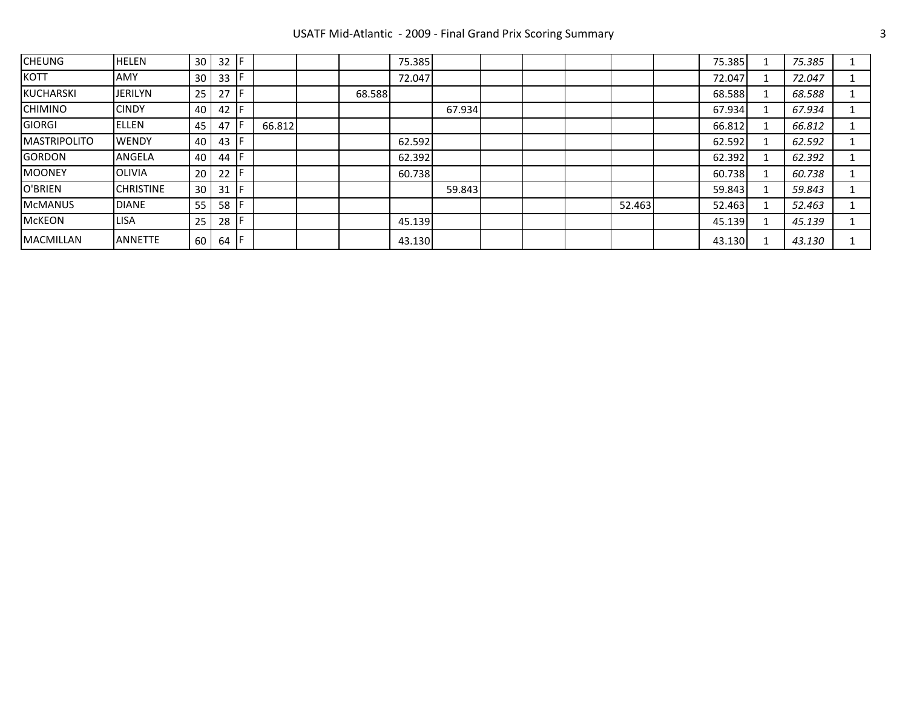| | | | | | | | | | | | | | | | | | | |
|---|---|---|---|---|---|---|---|---|---|---|---|---|---|---|---|---|---|---|
| CHEUNG | HELEN | 30 | 32 | F | | | | 75.385 | | | | | | | 75.385 | 1 | *75.385* | 1 |
| KOTT | AMY | 30 | 33 | F | | | | 72.047 | | | | | | | 72.047 | 1 | *72.047* | 1 |
| KUCHARSKI | JERILYN | 25 | 27 | F | | | 68.588 | | | | | | | | 68.588 | 1 | *68.588* | 1 |
| CHIMINO | CINDY | 40 | 42 | F | | | | | 67.934 | | | | | | 67.934 | 1 | *67.934* | 1 |
| GIORGI | ELLEN | 45 | 47 | F | 66.812 | | | | | | | | | | 66.812 | 1 | *66.812* | 1 |
| MASTRIPOLITO | WENDY | 40 | 43 | F | | | | 62.592 | | | | | | | 62.592 | 1 | *62.592* | 1 |
| GORDON | ANGELA | 40 | 44 | F | | | | 62.392 | | | | | | | 62.392 | 1 | *62.392* | 1 |
| MOONEY | OLIVIA | 20 | 22 | F | | | | 60.738 | | | | | | | 60.738 | 1 | *60.738* | 1 |
| O'BRIEN | CHRISTINE | 30 | 31 | F | | | | | 59.843 | | | | | | 59.843 | 1 | *59.843* | 1 |
| McMANUS | DIANE | 55 | 58 | F | | | | | | | | | 52.463 | | 52.463 | 1 | *52.463* | 1 |
| McKEON | LISA | 25 | 28 | F | | | | 45.139 | | | | | | | 45.139 | 1 | *45.139* | 1 |
| MACMILLAN | ANNETTE | 60 | 64 | F | | | | 43.130 | | | | | | | 43.130 | 1 | *43.130* | 1 |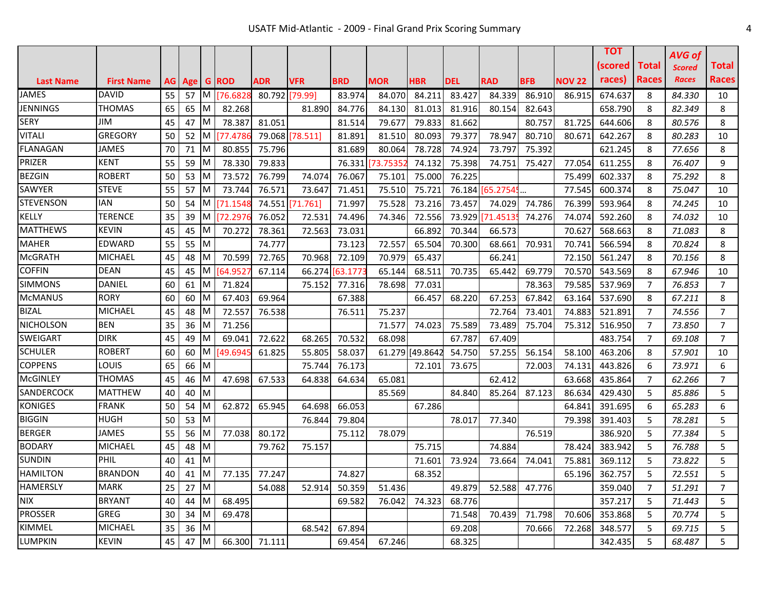| Last Name | First Name | AG | Age | G | ROD | ADR | VFR | BRD | MOR | HBR | DEL | RAD | BFB | NOV 22 | TOT (scored races) | Total Races | *AVG of Scored Races* | Total Races |
|---|---|---|---|---|---|---|---|---|---|---|---|---|---|---|---|---|---|---|
| JAMES | DAVID | 55 | 57 | M | [76.6828 | 80.792 | [79.99] | 83.974 | 84.070 | 84.211 | 83.427 | 84.339 | 86.910 | 86.915 | 674.637 | 8 | *84.330* | 10 |
| JENNINGS | THOMAS | 65 | 65 | M | 82.268 | | 81.890 | 84.776 | 84.130 | 81.013 | 81.916 | 80.154 | 82.643 | | 658.790 | 8 | *82.349* | 8 |
| SERY | JIM | 45 | 47 | M | 78.387 | 81.051 | | 81.514 | 79.677 | 79.833 | 81.662 | | 80.757 | 81.725 | 644.606 | 8 | *80.576* | 8 |
| VITALI | GREGORY | 50 | 52 | M | [77.4786 | 79.068 | [78.511] | 81.891 | 81.510 | 80.093 | 79.377 | 78.947 | 80.710 | 80.671 | 642.267 | 8 | *80.283* | 10 |
| FLANAGAN | JAMES | 70 | 71 | M | 80.855 | 75.796 | | 81.689 | 80.064 | 78.728 | 74.924 | 73.797 | 75.392 | | 621.245 | 8 | *77.656* | 8 |
| PRIZER | KENT | 55 | 59 | M | 78.330 | 79.833 | | 76.331 | [73.75352 | 74.132 | 75.398 | 74.751 | 75.427 | 77.054 | 611.255 | 8 | *76.407* | 9 |
| BEZGIN | ROBERT | 50 | 53 | M | 73.572 | 76.799 | 74.074 | 76.067 | 75.101 | 75.000 | 76.225 | | | 75.499 | 602.337 | 8 | *75.292* | 8 |
| SAWYER | STEVE | 55 | 57 | M | 73.744 | 76.571 | 73.647 | 71.451 | 75.510 | 75.721 | 76.184 | [65.27545... | | 77.545 | 600.374 | 8 | *75.047* | 10 |
| STEVENSON | IAN | 50 | 54 | M | [71.1548 | 74.551 | [71.761] | 71.997 | 75.528 | 73.216 | 73.457 | 74.029 | 74.786 | 76.399 | 593.964 | 8 | *74.245* | 10 |
| KELLY | TERENCE | 35 | 39 | M | [72.2976 | 76.052 | 72.531 | 74.496 | 74.346 | 72.556 | 73.929 | [71.45135 | 74.276 | 74.074 | 592.260 | 8 | *74.032* | 10 |
| MATTHEWS | KEVIN | 45 | 45 | M | 70.272 | 78.361 | 72.563 | 73.031 | | 66.892 | 70.344 | 66.573 | | 70.627 | 568.663 | 8 | *71.083* | 8 |
| MAHER | EDWARD | 55 | 55 | M | | 74.777 | | 73.123 | 72.557 | 65.504 | 70.300 | 68.661 | 70.931 | 70.741 | 566.594 | 8 | *70.824* | 8 |
| McGRATH | MICHAEL | 45 | 48 | M | 70.599 | 72.765 | 70.968 | 72.109 | 70.979 | 65.437 | | 66.241 | | 72.150 | 561.247 | 8 | *70.156* | 8 |
| COFFIN | DEAN | 45 | 45 | M | [64.9527 | 67.114 | 66.274 | [63.1773 | 65.144 | 68.511 | 70.735 | 65.442 | 69.779 | 70.570 | 543.569 | 8 | *67.946* | 10 |
| SIMMONS | DANIEL | 60 | 61 | M | 71.824 | | 75.152 | 77.316 | 78.698 | 77.031 | | | 78.363 | 79.585 | 537.969 | 7 | *76.853* | 7 |
| McMANUS | RORY | 60 | 60 | M | 67.403 | 69.964 | | 67.388 | | 66.457 | 68.220 | 67.253 | 67.842 | 63.164 | 537.690 | 8 | *67.211* | 8 |
| BIZAL | MICHAEL | 45 | 48 | M | 72.557 | 76.538 | | 76.511 | 75.237 | | | 72.764 | 73.401 | 74.883 | 521.891 | 7 | *74.556* | 7 |
| NICHOLSON | BEN | 35 | 36 | M | 71.256 | | | | 71.577 | 74.023 | 75.589 | 73.489 | 75.704 | 75.312 | 516.950 | 7 | *73.850* | 7 |
| SWEIGART | DIRK | 45 | 49 | M | 69.041 | 72.622 | 68.265 | 70.532 | 68.098 | | 67.787 | 67.409 | | | 483.754 | 7 | *69.108* | 7 |
| SCHULER | ROBERT | 60 | 60 | M | [49.6945 | 61.825 | 55.805 | 58.037 | 61.279 | [49.8642 | 54.750 | 57.255 | 56.154 | 58.100 | 463.206 | 8 | *57.901* | 10 |
| COPPENS | LOUIS | 65 | 66 | M | | | 75.744 | 76.173 | | 72.101 | 73.675 | | 72.003 | 74.131 | 443.826 | 6 | *73.971* | 6 |
| McGINLEY | THOMAS | 45 | 46 | M | 47.698 | 67.533 | 64.838 | 64.634 | 65.081 | | | 62.412 | | 63.668 | 435.864 | 7 | *62.266* | 7 |
| SANDERCOCK | MATTHEW | 40 | 40 | M | | | | | 85.569 | | 84.840 | 85.264 | 87.123 | 86.634 | 429.430 | 5 | *85.886* | 5 |
| KONIGES | FRANK | 50 | 54 | M | 62.872 | 65.945 | 64.698 | 66.053 | | 67.286 | | | | 64.841 | 391.695 | 6 | *65.283* | 6 |
| BIGGIN | HUGH | 50 | 53 | M | | | 76.844 | 79.804 | | | 78.017 | 77.340 | | 79.398 | 391.403 | 5 | *78.281* | 5 |
| BERGER | JAMES | 55 | 56 | M | 77.038 | 80.172 | | 75.112 | 78.079 | | | | 76.519 | | 386.920 | 5 | *77.384* | 5 |
| BODARY | MICHAEL | 45 | 48 | M | | 79.762 | 75.157 | | | 75.715 | | 74.884 | | 78.424 | 383.942 | 5 | *76.788* | 5 |
| SUNDIN | PHIL | 40 | 41 | M | | | | | | 71.601 | 73.924 | 73.664 | 74.041 | 75.881 | 369.112 | 5 | *73.822* | 5 |
| HAMILTON | BRANDON | 40 | 41 | M | 77.135 | 77.247 | | 74.827 | | 68.352 | | | | 65.196 | 362.757 | 5 | *72.551* | 5 |
| HAMERSLY | MARK | 25 | 27 | M | | 54.088 | 52.914 | 50.359 | 51.436 | | 49.879 | 52.588 | 47.776 | | 359.040 | 7 | *51.291* | 7 |
| NIX | BRYANT | 40 | 44 | M | 68.495 | | | 69.582 | 76.042 | 74.323 | 68.776 | | | | 357.217 | 5 | *71.443* | 5 |
| PROSSER | GREG | 30 | 34 | M | 69.478 | | | | | | 71.548 | 70.439 | 71.798 | 70.606 | 353.868 | 5 | *70.774* | 5 |
| KIMMEL | MICHAEL | 35 | 36 | M | | | 68.542 | 67.894 | | | 69.208 | | 70.666 | 72.268 | 348.577 | 5 | *69.715* | 5 |
| LUMPKIN | KEVIN | 45 | 47 | M | 66.300 | 71.111 | | 69.454 | 67.246 | | 68.325 | | | | 342.435 | 5 | *68.487* | 5 |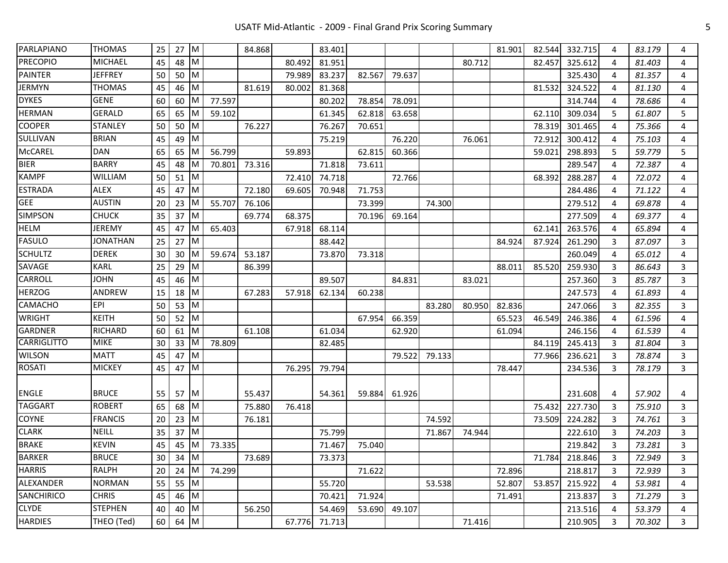| | | | | | | | | | | | | | | | | | | |
|---|---|---|---|---|---|---|---|---|---|---|---|---|---|---|---|---|---|---|
| PARLAPIANO | THOMAS | 25 | 27 | M | | 84.868 | | 83.401 | | | | | 81.901 | 82.544 | 332.715 | 4 | *83.179* | 4 |
| PRECOPIO | MICHAEL | 45 | 48 | M | | | 80.492 | 81.951 | | | | 80.712 | | 82.457 | 325.612 | 4 | *81.403* | 4 |
| PAINTER | JEFFREY | 50 | 50 | M | | | 79.989 | 83.237 | 82.567 | 79.637 | | | | | 325.430 | 4 | *81.357* | 4 |
| JERMYN | THOMAS | 45 | 46 | M | | 81.619 | 80.002 | 81.368 | | | | | | 81.532 | 324.522 | 4 | *81.130* | 4 |
| DYKES | GENE | 60 | 60 | M | 77.597 | | | 80.202 | 78.854 | 78.091 | | | | | 314.744 | 4 | *78.686* | 4 |
| HERMAN | GERALD | 65 | 65 | M | 59.102 | | | 61.345 | 62.818 | 63.658 | | | | 62.110 | 309.034 | 5 | *61.807* | 5 |
| COOPER | STANLEY | 50 | 50 | M | | 76.227 | | 76.267 | 70.651 | | | | | 78.319 | 301.465 | 4 | *75.366* | 4 |
| SULLIVAN | BRIAN | 45 | 49 | M | | | | 75.219 | | 76.220 | | 76.061 | | 72.912 | 300.412 | 4 | *75.103* | 4 |
| McCAREL | DAN | 65 | 65 | M | 56.799 | | 59.893 | | 62.815 | 60.366 | | | | 59.021 | 298.893 | 5 | *59.779* | 5 |
| BIER | BARRY | 45 | 48 | M | 70.801 | 73.316 | | 71.818 | 73.611 | | | | | | 289.547 | 4 | *72.387* | 4 |
| KAMPF | WILLIAM | 50 | 51 | M | | | 72.410 | 74.718 | | 72.766 | | | | 68.392 | 288.287 | 4 | *72.072* | 4 |
| ESTRADA | ALEX | 45 | 47 | M | | 72.180 | 69.605 | 70.948 | 71.753 | | | | | | 284.486 | 4 | *71.122* | 4 |
| GEE | AUSTIN | 20 | 23 | M | 55.707 | 76.106 | | | 73.399 | | 74.300 | | | | 279.512 | 4 | *69.878* | 4 |
| SIMPSON | CHUCK | 35 | 37 | M | | 69.774 | 68.375 | | 70.196 | 69.164 | | | | | 277.509 | 4 | *69.377* | 4 |
| HELM | JEREMY | 45 | 47 | M | 65.403 | | 67.918 | 68.114 | | | | | | 62.141 | 263.576 | 4 | *65.894* | 4 |
| FASULO | JONATHAN | 25 | 27 | M | | | | 88.442 | | | | | 84.924 | 87.924 | 261.290 | 3 | *87.097* | 3 |
| SCHULTZ | DEREK | 30 | 30 | M | 59.674 | 53.187 | | 73.870 | 73.318 | | | | | | 260.049 | 4 | *65.012* | 4 |
| SAVAGE | KARL | 25 | 29 | M | | 86.399 | | | | | | | 88.011 | 85.520 | 259.930 | 3 | *86.643* | 3 |
| CARROLL | JOHN | 45 | 46 | M | | | | 89.507 | | 84.831 | | 83.021 | | | 257.360 | 3 | *85.787* | 3 |
| HERZOG | ANDREW | 15 | 18 | M | | 67.283 | 57.918 | 62.134 | 60.238 | | | | | | 247.573 | 4 | *61.893* | 4 |
| CAMACHO | EPI | 50 | 53 | M | | | | | | | 83.280 | 80.950 | 82.836 | | 247.066 | 3 | *82.355* | 3 |
| WRIGHT | KEITH | 50 | 52 | M | | | | | 67.954 | 66.359 | | | 65.523 | 46.549 | 246.386 | 4 | *61.596* | 4 |
| GARDNER | RICHARD | 60 | 61 | M | | 61.108 | | 61.034 | | 62.920 | | | 61.094 | | 246.156 | 4 | *61.539* | 4 |
| CARRIGLITTO | MIKE | 30 | 33 | M | 78.809 | | | 82.485 | | | | | | 84.119 | 245.413 | 3 | *81.804* | 3 |
| WILSON | MATT | 45 | 47 | M | | | | | | 79.522 | 79.133 | | | 77.966 | 236.621 | 3 | *78.874* | 3 |
| ROSATI | MICKEY | 45 | 47 | M | | | 76.295 | 79.794 | | | | | 78.447 | | 234.536 | 3 | *78.179* | 3 |
| ENGLE | BRUCE | 55 | 57 | M | | 55.437 | | 54.361 | 59.884 | 61.926 | | | | | 231.608 | 4 | *57.902* | 4 |
| TAGGART | ROBERT | 65 | 68 | M | | 75.880 | 76.418 | | | | | | | 75.432 | 227.730 | 3 | *75.910* | 3 |
| COYNE | FRANCIS | 20 | 23 | M | | 76.181 | | | | | 74.592 | | | 73.509 | 224.282 | 3 | *74.761* | 3 |
| CLARK | NEILL | 35 | 37 | M | | | | 75.799 | | | 71.867 | 74.944 | | | 222.610 | 3 | *74.203* | 3 |
| BRAKE | KEVIN | 45 | 45 | M | 73.335 | | | 71.467 | 75.040 | | | | | | 219.842 | 3 | *73.281* | 3 |
| BARKER | BRUCE | 30 | 34 | M | | 73.689 | | 73.373 | | | | | | 71.784 | 218.846 | 3 | *72.949* | 3 |
| HARRIS | RALPH | 20 | 24 | M | 74.299 | | | | 71.622 | | | | 72.896 | | 218.817 | 3 | *72.939* | 3 |
| ALEXANDER | NORMAN | 55 | 55 | M | | | | 55.720 | | | 53.538 | | 52.807 | 53.857 | 215.922 | 4 | *53.981* | 4 |
| SANCHIRICO | CHRIS | 45 | 46 | M | | | | 70.421 | 71.924 | | | | 71.491 | | 213.837 | 3 | *71.279* | 3 |
| CLYDE | STEPHEN | 40 | 40 | M | | 56.250 | | 54.469 | 53.690 | 49.107 | | | | | 213.516 | 4 | *53.379* | 4 |
| HARDIES | THEO (Ted) | 60 | 64 | M | | | 67.776 | 71.713 | | | | 71.416 | | | 210.905 | 3 | *70.302* | 3 |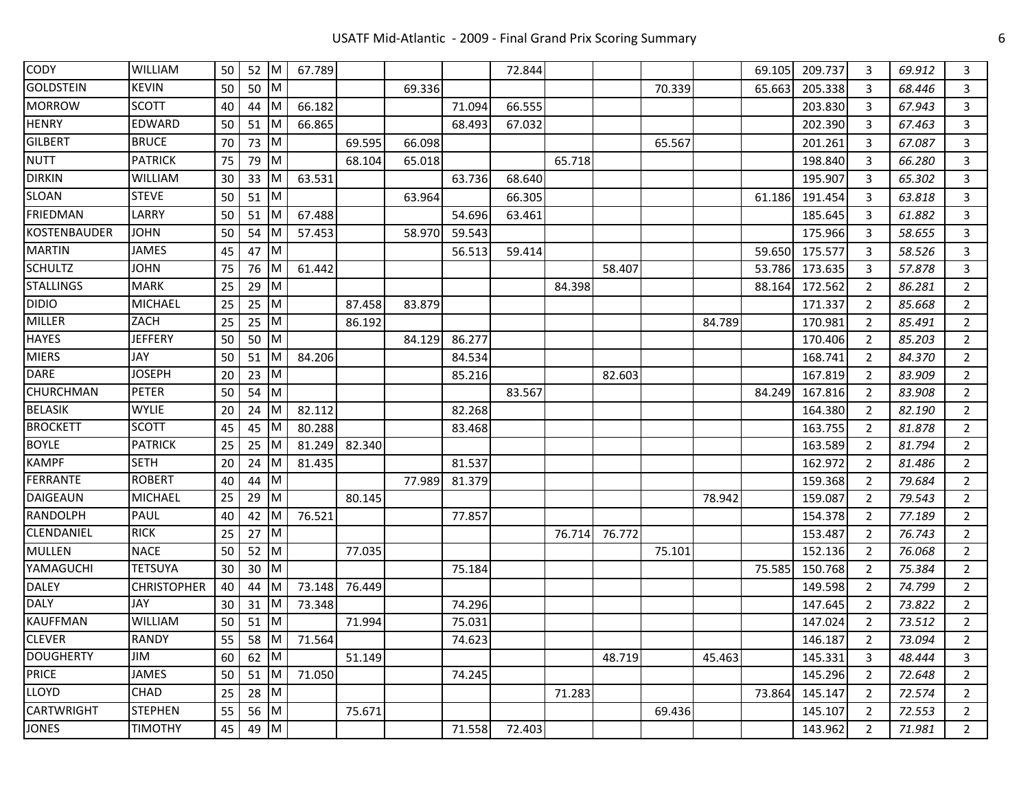| | | | | | | | | | | | | | | | | | | |
|---|---|---|---|---|---|---|---|---|---|---|---|---|---|---|---|---|---|---|
| CODY | WILLIAM | 50 | 52 | M | 67.789 | | | | 72.844 | | | | | 69.105 | 209.737 | 3 | *69.912* | 3 |
| GOLDSTEIN | KEVIN | 50 | 50 | M | | | 69.336 | | | | | 70.339 | | 65.663 | 205.338 | 3 | *68.446* | 3 |
| MORROW | SCOTT | 40 | 44 | M | 66.182 | | | 71.094 | 66.555 | | | | | | 203.830 | 3 | *67.943* | 3 |
| HENRY | EDWARD | 50 | 51 | M | 66.865 | | | 68.493 | 67.032 | | | | | | 202.390 | 3 | *67.463* | 3 |
| GILBERT | BRUCE | 70 | 73 | M | | 69.595 | 66.098 | | | | | 65.567 | | | 201.261 | 3 | *67.087* | 3 |
| NUTT | PATRICK | 75 | 79 | M | | 68.104 | 65.018 | | | 65.718 | | | | | 198.840 | 3 | *66.280* | 3 |
| DIRKIN | WILLIAM | 30 | 33 | M | 63.531 | | | 63.736 | 68.640 | | | | | | 195.907 | 3 | *65.302* | 3 |
| SLOAN | STEVE | 50 | 51 | M | | | 63.964 | | 66.305 | | | | | 61.186 | 191.454 | 3 | *63.818* | 3 |
| FRIEDMAN | LARRY | 50 | 51 | M | 67.488 | | | 54.696 | 63.461 | | | | | | 185.645 | 3 | *61.882* | 3 |
| KOSTENBAUDER | JOHN | 50 | 54 | M | 57.453 | | 58.970 | 59.543 | | | | | | | 175.966 | 3 | *58.655* | 3 |
| MARTIN | JAMES | 45 | 47 | M | | | | 56.513 | 59.414 | | | | | 59.650 | 175.577 | 3 | *58.526* | 3 |
| SCHULTZ | JOHN | 75 | 76 | M | 61.442 | | | | | | 58.407 | | | 53.786 | 173.635 | 3 | *57.878* | 3 |
| STALLINGS | MARK | 25 | 29 | M | | | | | | 84.398 | | | | 88.164 | 172.562 | 2 | *86.281* | 2 |
| DIDIO | MICHAEL | 25 | 25 | M | | 87.458 | 83.879 | | | | | | | | 171.337 | 2 | *85.668* | 2 |
| MILLER | ZACH | 25 | 25 | M | | 86.192 | | | | | | | 84.789 | | 170.981 | 2 | *85.491* | 2 |
| HAYES | JEFFERY | 50 | 50 | M | | | 84.129 | 86.277 | | | | | | | 170.406 | 2 | *85.203* | 2 |
| MIERS | JAY | 50 | 51 | M | 84.206 | | | 84.534 | | | | | | | 168.741 | 2 | *84.370* | 2 |
| DARE | JOSEPH | 20 | 23 | M | | | | 85.216 | | | 82.603 | | | | 167.819 | 2 | *83.909* | 2 |
| CHURCHMAN | PETER | 50 | 54 | M | | | | | 83.567 | | | | | 84.249 | 167.816 | 2 | *83.908* | 2 |
| BELASIK | WYLIE | 20 | 24 | M | 82.112 | | | 82.268 | | | | | | | 164.380 | 2 | *82.190* | 2 |
| BROCKETT | SCOTT | 45 | 45 | M | 80.288 | | | 83.468 | | | | | | | 163.755 | 2 | *81.878* | 2 |
| BOYLE | PATRICK | 25 | 25 | M | 81.249 | 82.340 | | | | | | | | | 163.589 | 2 | *81.794* | 2 |
| KAMPF | SETH | 20 | 24 | M | 81.435 | | | 81.537 | | | | | | | 162.972 | 2 | *81.486* | 2 |
| FERRANTE | ROBERT | 40 | 44 | M | | | 77.989 | 81.379 | | | | | | | 159.368 | 2 | *79.684* | 2 |
| DAIGEAUN | MICHAEL | 25 | 29 | M | | 80.145 | | | | | | | 78.942 | | 159.087 | 2 | *79.543* | 2 |
| RANDOLPH | PAUL | 40 | 42 | M | 76.521 | | | 77.857 | | | | | | | 154.378 | 2 | *77.189* | 2 |
| CLENDANIEL | RICK | 25 | 27 | M | | | | | | 76.714 | 76.772 | | | | 153.487 | 2 | *76.743* | 2 |
| MULLEN | NACE | 50 | 52 | M | | 77.035 | | | | | | 75.101 | | | 152.136 | 2 | *76.068* | 2 |
| YAMAGUCHI | TETSUYA | 30 | 30 | M | | | | 75.184 | | | | | | 75.585 | 150.768 | 2 | *75.384* | 2 |
| DALEY | CHRISTOPHER | 40 | 44 | M | 73.148 | 76.449 | | | | | | | | | 149.598 | 2 | *74.799* | 2 |
| DALY | JAY | 30 | 31 | M | 73.348 | | | 74.296 | | | | | | | 147.645 | 2 | *73.822* | 2 |
| KAUFFMAN | WILLIAM | 50 | 51 | M | | 71.994 | | 75.031 | | | | | | | 147.024 | 2 | *73.512* | 2 |
| CLEVER | RANDY | 55 | 58 | M | 71.564 | | | 74.623 | | | | | | | 146.187 | 2 | *73.094* | 2 |
| DOUGHERTY | JIM | 60 | 62 | M | | 51.149 | | | | | 48.719 | | 45.463 | | 145.331 | 3 | *48.444* | 3 |
| PRICE | JAMES | 50 | 51 | M | 71.050 | | | 74.245 | | | | | | | 145.296 | 2 | *72.648* | 2 |
| LLOYD | CHAD | 25 | 28 | M | | | | | | 71.283 | | | | 73.864 | 145.147 | 2 | *72.574* | 2 |
| CARTWRIGHT | STEPHEN | 55 | 56 | M | | 75.671 | | | | | | 69.436 | | | 145.107 | 2 | *72.553* | 2 |
| JONES | TIMOTHY | 45 | 49 | M | | | | 71.558 | 72.403 | | | | | | 143.962 | 2 | *71.981* | 2 |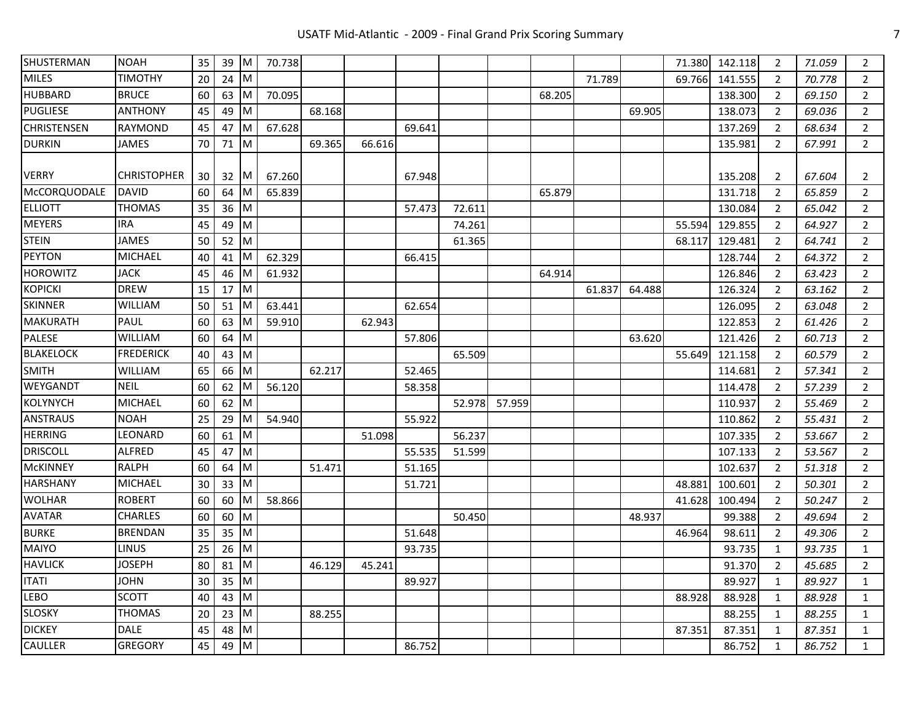| | | | | | | | | | | | | | | | | | | |
|---|---|---|---|---|---|---|---|---|---|---|---|---|---|---|---|---|---|---|
| SHUSTERMAN | NOAH | 35 | 39 | M | 70.738 | | | | | | | | | 71.380 | 142.118 | 2 | *71.059* | 2 |
| MILES | TIMOTHY | 20 | 24 | M | | | | | | | | 71.789 | | 69.766 | 141.555 | 2 | *70.778* | 2 |
| HUBBARD | BRUCE | 60 | 63 | M | 70.095 | | | | | | 68.205 | | | | 138.300 | 2 | *69.150* | 2 |
| PUGLIESE | ANTHONY | 45 | 49 | M | | 68.168 | | | | | | | 69.905 | | 138.073 | 2 | *69.036* | 2 |
| CHRISTENSEN | RAYMOND | 45 | 47 | M | 67.628 | | | 69.641 | | | | | | | 137.269 | 2 | *68.634* | 2 |
| DURKIN | JAMES | 70 | 71 | M | | 69.365 | 66.616 | | | | | | | | 135.981 | 2 | *67.991* | 2 |
| VERRY | CHRISTOPHER | 30 | 32 | M | 67.260 | | | 67.948 | | | | | | | 135.208 | 2 | *67.604* | 2 |
| McCORQUODALE | DAVID | 60 | 64 | M | 65.839 | | | | | | 65.879 | | | | 131.718 | 2 | *65.859* | 2 |
| ELLIOTT | THOMAS | 35 | 36 | M | | | | 57.473 | 72.611 | | | | | | 130.084 | 2 | *65.042* | 2 |
| MEYERS | IRA | 45 | 49 | M | | | | | 74.261 | | | | | 55.594 | 129.855 | 2 | *64.927* | 2 |
| STEIN | JAMES | 50 | 52 | M | | | | | 61.365 | | | | | 68.117 | 129.481 | 2 | *64.741* | 2 |
| PEYTON | MICHAEL | 40 | 41 | M | 62.329 | | | 66.415 | | | | | | | 128.744 | 2 | *64.372* | 2 |
| HOROWITZ | JACK | 45 | 46 | M | 61.932 | | | | | | 64.914 | | | | 126.846 | 2 | *63.423* | 2 |
| KOPICKI | DREW | 15 | 17 | M | | | | | | | | 61.837 | 64.488 | | 126.324 | 2 | *63.162* | 2 |
| SKINNER | WILLIAM | 50 | 51 | M | 63.441 | | | 62.654 | | | | | | | 126.095 | 2 | *63.048* | 2 |
| MAKURATH | PAUL | 60 | 63 | M | 59.910 | | 62.943 | | | | | | | | 122.853 | 2 | *61.426* | 2 |
| PALESE | WILLIAM | 60 | 64 | M | | | | 57.806 | | | | | 63.620 | | 121.426 | 2 | *60.713* | 2 |
| BLAKELOCK | FREDERICK | 40 | 43 | M | | | | | 65.509 | | | | | 55.649 | 121.158 | 2 | *60.579* | 2 |
| SMITH | WILLIAM | 65 | 66 | M | | 62.217 | | 52.465 | | | | | | | 114.681 | 2 | *57.341* | 2 |
| WEYGANDT | NEIL | 60 | 62 | M | 56.120 | | | 58.358 | | | | | | | 114.478 | 2 | *57.239* | 2 |
| KOLYNYCH | MICHAEL | 60 | 62 | M | | | | | 52.978 | 57.959 | | | | | 110.937 | 2 | *55.469* | 2 |
| ANSTRAUS | NOAH | 25 | 29 | M | 54.940 | | | 55.922 | | | | | | | 110.862 | 2 | *55.431* | 2 |
| HERRING | LEONARD | 60 | 61 | M | | | 51.098 | | 56.237 | | | | | | 107.335 | 2 | *53.667* | 2 |
| DRISCOLL | ALFRED | 45 | 47 | M | | | | 55.535 | 51.599 | | | | | | 107.133 | 2 | *53.567* | 2 |
| McKINNEY | RALPH | 60 | 64 | M | | 51.471 | | 51.165 | | | | | | | 102.637 | 2 | *51.318* | 2 |
| HARSHANY | MICHAEL | 30 | 33 | M | | | | 51.721 | | | | | | 48.881 | 100.601 | 2 | *50.301* | 2 |
| WOLHAR | ROBERT | 60 | 60 | M | 58.866 | | | | | | | | | 41.628 | 100.494 | 2 | *50.247* | 2 |
| AVATAR | CHARLES | 60 | 60 | M | | | | | 50.450 | | | | 48.937 | | 99.388 | 2 | *49.694* | 2 |
| BURKE | BRENDAN | 35 | 35 | M | | | | 51.648 | | | | | | 46.964 | 98.611 | 2 | *49.306* | 2 |
| MAIYO | LINUS | 25 | 26 | M | | | | 93.735 | | | | | | | 93.735 | 1 | *93.735* | 1 |
| HAVLICK | JOSEPH | 80 | 81 | M | | 46.129 | 45.241 | | | | | | | | 91.370 | 2 | *45.685* | 2 |
| ITATI | JOHN | 30 | 35 | M | | | | 89.927 | | | | | | | 89.927 | 1 | *89.927* | 1 |
| LEBO | SCOTT | 40 | 43 | M | | | | | | | | | | 88.928 | 88.928 | 1 | *88.928* | 1 |
| SLOSKY | THOMAS | 20 | 23 | M | | 88.255 | | | | | | | | | 88.255 | 1 | *88.255* | 1 |
| DICKEY | DALE | 45 | 48 | M | | | | | | | | | | 87.351 | 87.351 | 1 | *87.351* | 1 |
| CAULLER | GREGORY | 45 | 49 | M | | | | 86.752 | | | | | | | 86.752 | 1 | *86.752* | 1 |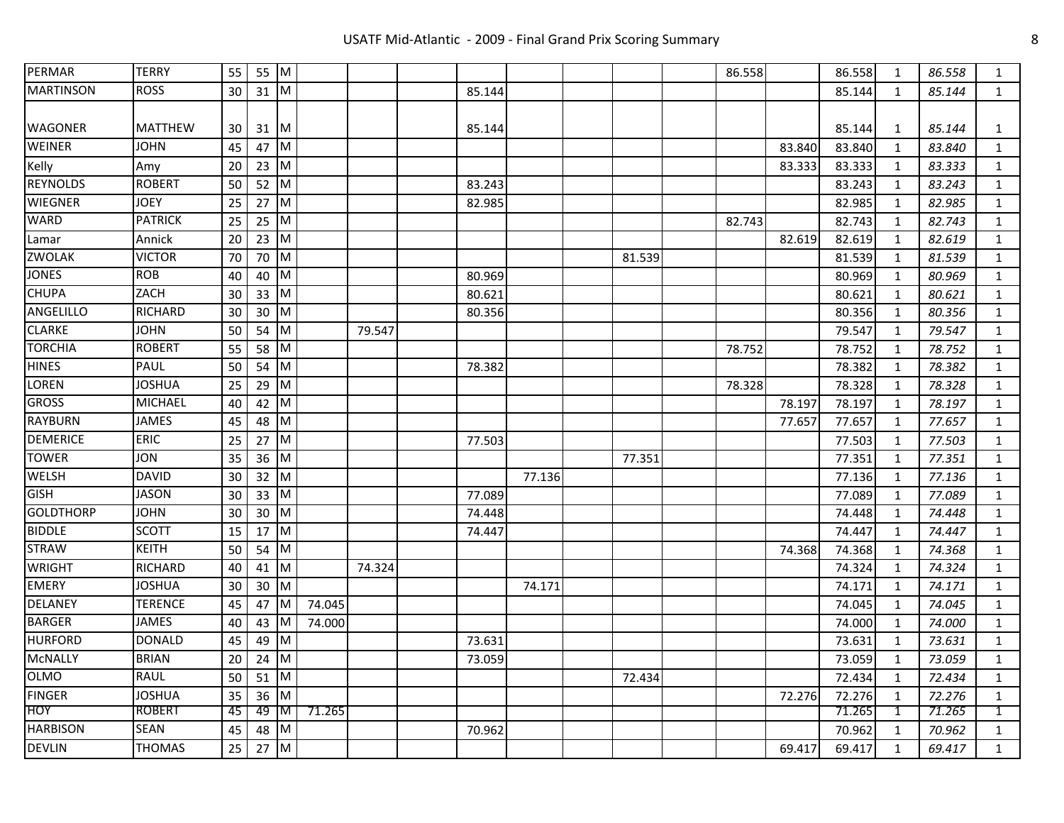| | | | | | | | | | | | | | | | | | | |
|---|---|---|---|---|---|---|---|---|---|---|---|---|---|---|---|---|---|---|
| PERMAR | TERRY | 55 | 55 | M | | | | | | | | | 86.558 | | 86.558 | 1 | *86.558* | 1 |
| MARTINSON | ROSS | 30 | 31 | M | | | | 85.144 | | | | | | | 85.144 | 1 | *85.144* | 1 |
| WAGONER | MATTHEW | 30 | 31 | M | | | | 85.144 | | | | | | | 85.144 | 1 | *85.144* | 1 |
| WEINER | JOHN | 45 | 47 | M | | | | | | | | | | 83.840 | 83.840 | 1 | *83.840* | 1 |
| Kelly | Amy | 20 | 23 | M | | | | | | | | | | 83.333 | 83.333 | 1 | *83.333* | 1 |
| REYNOLDS | ROBERT | 50 | 52 | M | | | | 83.243 | | | | | | | 83.243 | 1 | *83.243* | 1 |
| WIEGNER | JOEY | 25 | 27 | M | | | | 82.985 | | | | | | | 82.985 | 1 | *82.985* | 1 |
| WARD | PATRICK | 25 | 25 | M | | | | | | | | | 82.743 | | 82.743 | 1 | *82.743* | 1 |
| Lamar | Annick | 20 | 23 | M | | | | | | | | | | 82.619 | 82.619 | 1 | *82.619* | 1 |
| ZWOLAK | VICTOR | 70 | 70 | M | | | | | | | 81.539 | | | | 81.539 | 1 | *81.539* | 1 |
| JONES | ROB | 40 | 40 | M | | | | 80.969 | | | | | | | 80.969 | 1 | *80.969* | 1 |
| CHUPA | ZACH | 30 | 33 | M | | | | 80.621 | | | | | | | 80.621 | 1 | *80.621* | 1 |
| ANGELILLO | RICHARD | 30 | 30 | M | | | | 80.356 | | | | | | | 80.356 | 1 | *80.356* | 1 |
| CLARKE | JOHN | 50 | 54 | M | | 79.547 | | | | | | | | | 79.547 | 1 | *79.547* | 1 |
| TORCHIA | ROBERT | 55 | 58 | M | | | | | | | | | 78.752 | | 78.752 | 1 | *78.752* | 1 |
| HINES | PAUL | 50 | 54 | M | | | | 78.382 | | | | | | | 78.382 | 1 | *78.382* | 1 |
| LOREN | JOSHUA | 25 | 29 | M | | | | | | | | | 78.328 | | 78.328 | 1 | *78.328* | 1 |
| GROSS | MICHAEL | 40 | 42 | M | | | | | | | | | | 78.197 | 78.197 | 1 | *78.197* | 1 |
| RAYBURN | JAMES | 45 | 48 | M | | | | | | | | | | 77.657 | 77.657 | 1 | *77.657* | 1 |
| DEMERICE | ERIC | 25 | 27 | M | | | | 77.503 | | | | | | | 77.503 | 1 | *77.503* | 1 |
| TOWER | JON | 35 | 36 | M | | | | | | | 77.351 | | | | 77.351 | 1 | *77.351* | 1 |
| WELSH | DAVID | 30 | 32 | M | | | | | 77.136 | | | | | | 77.136 | 1 | *77.136* | 1 |
| GISH | JASON | 30 | 33 | M | | | | 77.089 | | | | | | | 77.089 | 1 | *77.089* | 1 |
| GOLDTHORP | JOHN | 30 | 30 | M | | | | 74.448 | | | | | | | 74.448 | 1 | *74.448* | 1 |
| BIDDLE | SCOTT | 15 | 17 | M | | | | 74.447 | | | | | | | 74.447 | 1 | *74.447* | 1 |
| STRAW | KEITH | 50 | 54 | M | | | | | | | | | | 74.368 | 74.368 | 1 | *74.368* | 1 |
| WRIGHT | RICHARD | 40 | 41 | M | | 74.324 | | | | | | | | | 74.324 | 1 | *74.324* | 1 |
| EMERY | JOSHUA | 30 | 30 | M | | | | | 74.171 | | | | | | 74.171 | 1 | *74.171* | 1 |
| DELANEY | TERENCE | 45 | 47 | M | 74.045 | | | | | | | | | | 74.045 | 1 | *74.045* | 1 |
| BARGER | JAMES | 40 | 43 | M | 74.000 | | | | | | | | | | 74.000 | 1 | *74.000* | 1 |
| HURFORD | DONALD | 45 | 49 | M | | | | 73.631 | | | | | | | 73.631 | 1 | *73.631* | 1 |
| McNALLY | BRIAN | 20 | 24 | M | | | | 73.059 | | | | | | | 73.059 | 1 | *73.059* | 1 |
| OLMO | RAUL | 50 | 51 | M | | | | | | | 72.434 | | | | 72.434 | 1 | *72.434* | 1 |
| FINGER | JOSHUA | 35 | 36 | M | | | | | | | | | | 72.276 | 72.276 | 1 | *72.276* | 1 |
| HOY | ROBERT | 45 | 49 | M | 71.265 | | | | | | | | | | 71.265 | 1 | *71.265* | 1 |
| HARBISON | SEAN | 45 | 48 | M | | | | 70.962 | | | | | | | 70.962 | 1 | *70.962* | 1 |
| DEVLIN | THOMAS | 25 | 27 | M | | | | | | | | | | 69.417 | 69.417 | 1 | *69.417* | 1 |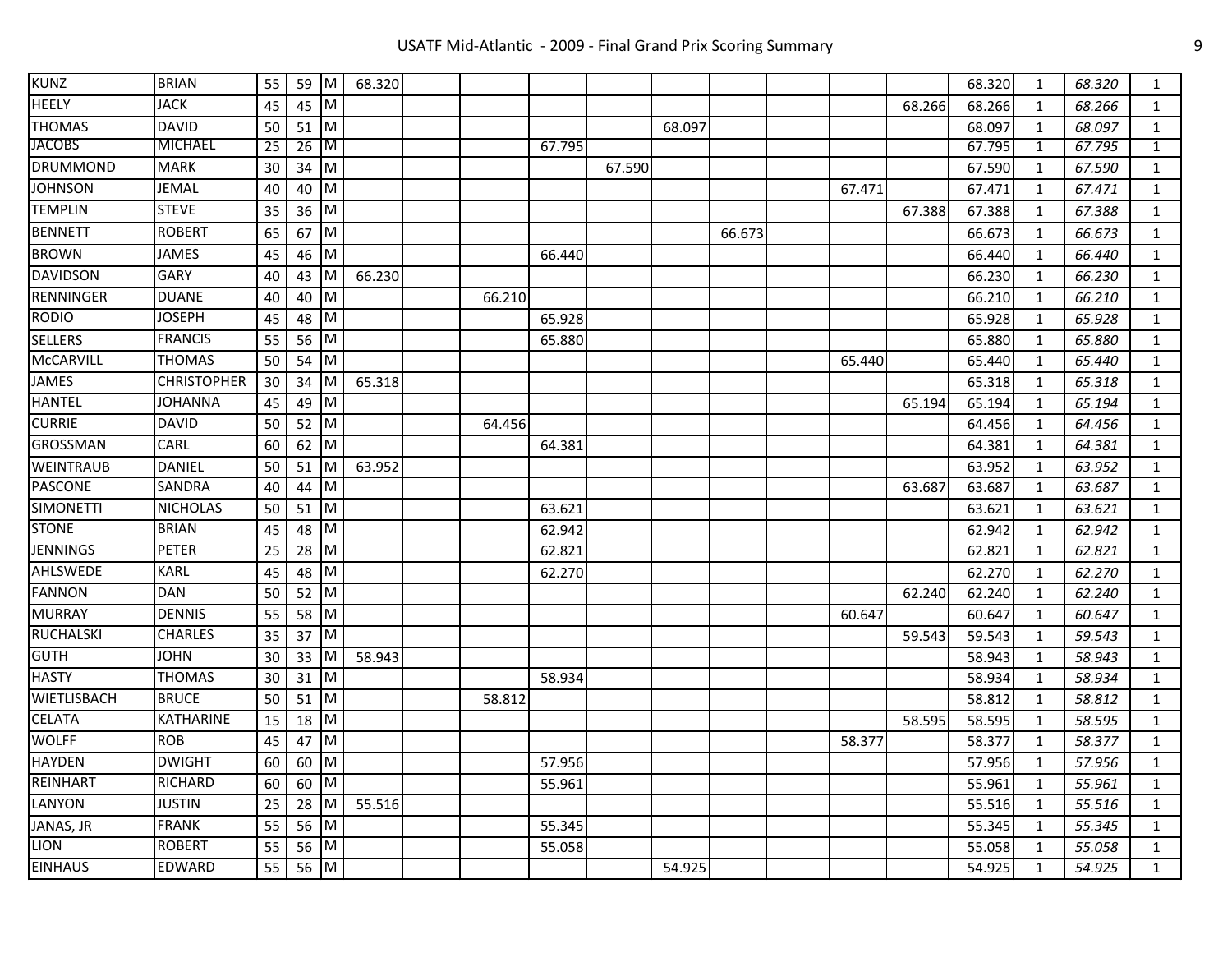| | | | | | | | | | | | | | | | | | | |
|---|---|---|---|---|---|---|---|---|---|---|---|---|---|---|---|---|---|---|
| KUNZ | BRIAN | 55 | 59 | M | 68.320 | | | | | | | | | | 68.320 | 1 | *68.320* | 1 |
| HEELY | JACK | 45 | 45 | M | | | | | | | | | | 68.266 | 68.266 | 1 | *68.266* | 1 |
| THOMAS | DAVID | 50 | 51 | M | | | | | | 68.097 | | | | | 68.097 | 1 | *68.097* | 1 |
| JACOBS | MICHAEL | 25 | 26 | M | | | | 67.795 | | | | | | | 67.795 | 1 | *67.795* | 1 |
| DRUMMOND | MARK | 30 | 34 | M | | | | | 67.590 | | | | | | 67.590 | 1 | *67.590* | 1 |
| JOHNSON | JEMAL | 40 | 40 | M | | | | | | | | | 67.471 | | 67.471 | 1 | *67.471* | 1 |
| TEMPLIN | STEVE | 35 | 36 | M | | | | | | | | | | 67.388 | 67.388 | 1 | *67.388* | 1 |
| BENNETT | ROBERT | 65 | 67 | M | | | | | | | 66.673 | | | | 66.673 | 1 | *66.673* | 1 |
| BROWN | JAMES | 45 | 46 | M | | | | 66.440 | | | | | | | 66.440 | 1 | *66.440* | 1 |
| DAVIDSON | GARY | 40 | 43 | M | 66.230 | | | | | | | | | | 66.230 | 1 | *66.230* | 1 |
| RENNINGER | DUANE | 40 | 40 | M | | | 66.210 | | | | | | | | 66.210 | 1 | *66.210* | 1 |
| RODIO | JOSEPH | 45 | 48 | M | | | | 65.928 | | | | | | | 65.928 | 1 | *65.928* | 1 |
| SELLERS | FRANCIS | 55 | 56 | M | | | | 65.880 | | | | | | | 65.880 | 1 | *65.880* | 1 |
| McCARVILL | THOMAS | 50 | 54 | M | | | | | | | | | 65.440 | | 65.440 | 1 | *65.440* | 1 |
| JAMES | CHRISTOPHER | 30 | 34 | M | 65.318 | | | | | | | | | | 65.318 | 1 | *65.318* | 1 |
| HANTEL | JOHANNA | 45 | 49 | M | | | | | | | | | | 65.194 | 65.194 | 1 | *65.194* | 1 |
| CURRIE | DAVID | 50 | 52 | M | | | 64.456 | | | | | | | | 64.456 | 1 | *64.456* | 1 |
| GROSSMAN | CARL | 60 | 62 | M | | | | 64.381 | | | | | | | 64.381 | 1 | *64.381* | 1 |
| WEINTRAUB | DANIEL | 50 | 51 | M | 63.952 | | | | | | | | | | 63.952 | 1 | *63.952* | 1 |
| PASCONE | SANDRA | 40 | 44 | M | | | | | | | | | | 63.687 | 63.687 | 1 | *63.687* | 1 |
| SIMONETTI | NICHOLAS | 50 | 51 | M | | | | 63.621 | | | | | | | 63.621 | 1 | *63.621* | 1 |
| STONE | BRIAN | 45 | 48 | M | | | | 62.942 | | | | | | | 62.942 | 1 | *62.942* | 1 |
| JENNINGS | PETER | 25 | 28 | M | | | | 62.821 | | | | | | | 62.821 | 1 | *62.821* | 1 |
| AHLSWEDE | KARL | 45 | 48 | M | | | | 62.270 | | | | | | | 62.270 | 1 | *62.270* | 1 |
| FANNON | DAN | 50 | 52 | M | | | | | | | | | | 62.240 | 62.240 | 1 | *62.240* | 1 |
| MURRAY | DENNIS | 55 | 58 | M | | | | | | | | | 60.647 | | 60.647 | 1 | *60.647* | 1 |
| RUCHALSKI | CHARLES | 35 | 37 | M | | | | | | | | | | 59.543 | 59.543 | 1 | *59.543* | 1 |
| GUTH | JOHN | 30 | 33 | M | 58.943 | | | | | | | | | | 58.943 | 1 | *58.943* | 1 |
| HASTY | THOMAS | 30 | 31 | M | | | | 58.934 | | | | | | | 58.934 | 1 | *58.934* | 1 |
| WIETLISBACH | BRUCE | 50 | 51 | M | | | 58.812 | | | | | | | | 58.812 | 1 | *58.812* | 1 |
| CELATA | KATHARINE | 15 | 18 | M | | | | | | | | | | 58.595 | 58.595 | 1 | *58.595* | 1 |
| WOLFF | ROB | 45 | 47 | M | | | | | | | | | 58.377 | | 58.377 | 1 | *58.377* | 1 |
| HAYDEN | DWIGHT | 60 | 60 | M | | | | 57.956 | | | | | | | 57.956 | 1 | *57.956* | 1 |
| REINHART | RICHARD | 60 | 60 | M | | | | 55.961 | | | | | | | 55.961 | 1 | *55.961* | 1 |
| LANYON | JUSTIN | 25 | 28 | M | 55.516 | | | | | | | | | | 55.516 | 1 | *55.516* | 1 |
| JANAS, JR | FRANK | 55 | 56 | M | | | | 55.345 | | | | | | | 55.345 | 1 | *55.345* | 1 |
| LION | ROBERT | 55 | 56 | M | | | | 55.058 | | | | | | | 55.058 | 1 | *55.058* | 1 |
| EINHAUS | EDWARD | 55 | 56 | M | | | | | | 54.925 | | | | | 54.925 | 1 | *54.925* | 1 |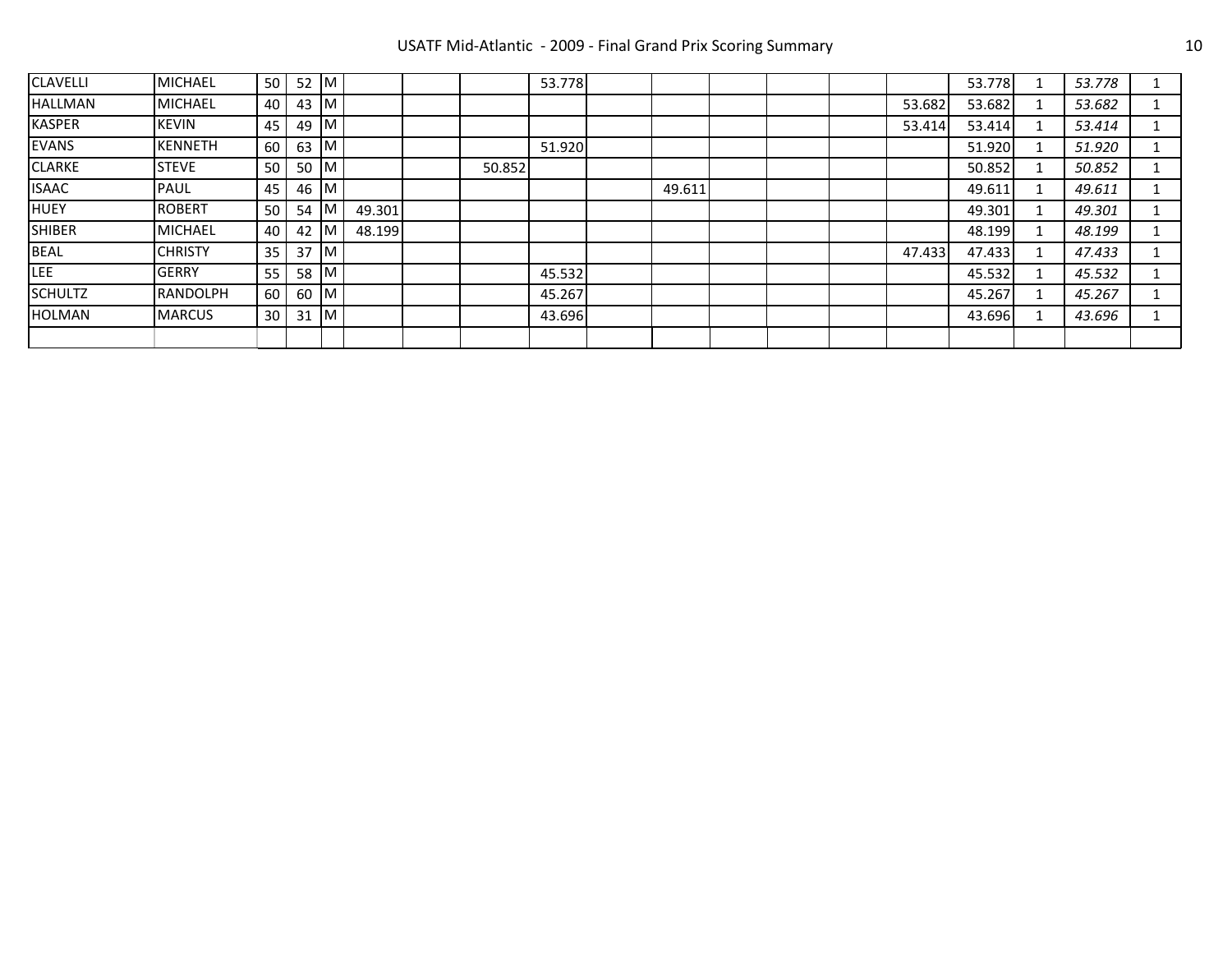| | | | | | | | | | | | | | | | | | | |
|---|---|---|---|---|---|---|---|---|---|---|---|---|---|---|---|---|---|---|
| CLAVELLI | MICHAEL | 50 | 52 | M | | | | 53.778 | | | | | | | 53.778 | 1 | *53.778* | 1 |
| HALLMAN | MICHAEL | 40 | 43 | M | | | | | | | | | | 53.682 | 53.682 | 1 | *53.682* | 1 |
| KASPER | KEVIN | 45 | 49 | M | | | | | | | | | | 53.414 | 53.414 | 1 | *53.414* | 1 |
| EVANS | KENNETH | 60 | 63 | M | | | | 51.920 | | | | | | | 51.920 | 1 | *51.920* | 1 |
| CLARKE | STEVE | 50 | 50 | M | | | 50.852 | | | | | | | | 50.852 | 1 | *50.852* | 1 |
| ISAAC | PAUL | 45 | 46 | M | | | | | | 49.611 | | | | | 49.611 | 1 | *49.611* | 1 |
| HUEY | ROBERT | 50 | 54 | M | 49.301 | | | | | | | | | | 49.301 | 1 | *49.301* | 1 |
| SHIBER | MICHAEL | 40 | 42 | M | 48.199 | | | | | | | | | | 48.199 | 1 | *48.199* | 1 |
| BEAL | CHRISTY | 35 | 37 | M | | | | | | | | | | 47.433 | 47.433 | 1 | *47.433* | 1 |
| LEE | GERRY | 55 | 58 | M | | | | 45.532 | | | | | | | 45.532 | 1 | *45.532* | 1 |
| SCHULTZ | RANDOLPH | 60 | 60 | M | | | | 45.267 | | | | | | | 45.267 | 1 | *45.267* | 1 |
| HOLMAN | MARCUS | 30 | 31 | M | | | | 43.696 | | | | | | | 43.696 | 1 | *43.696* | 1 |